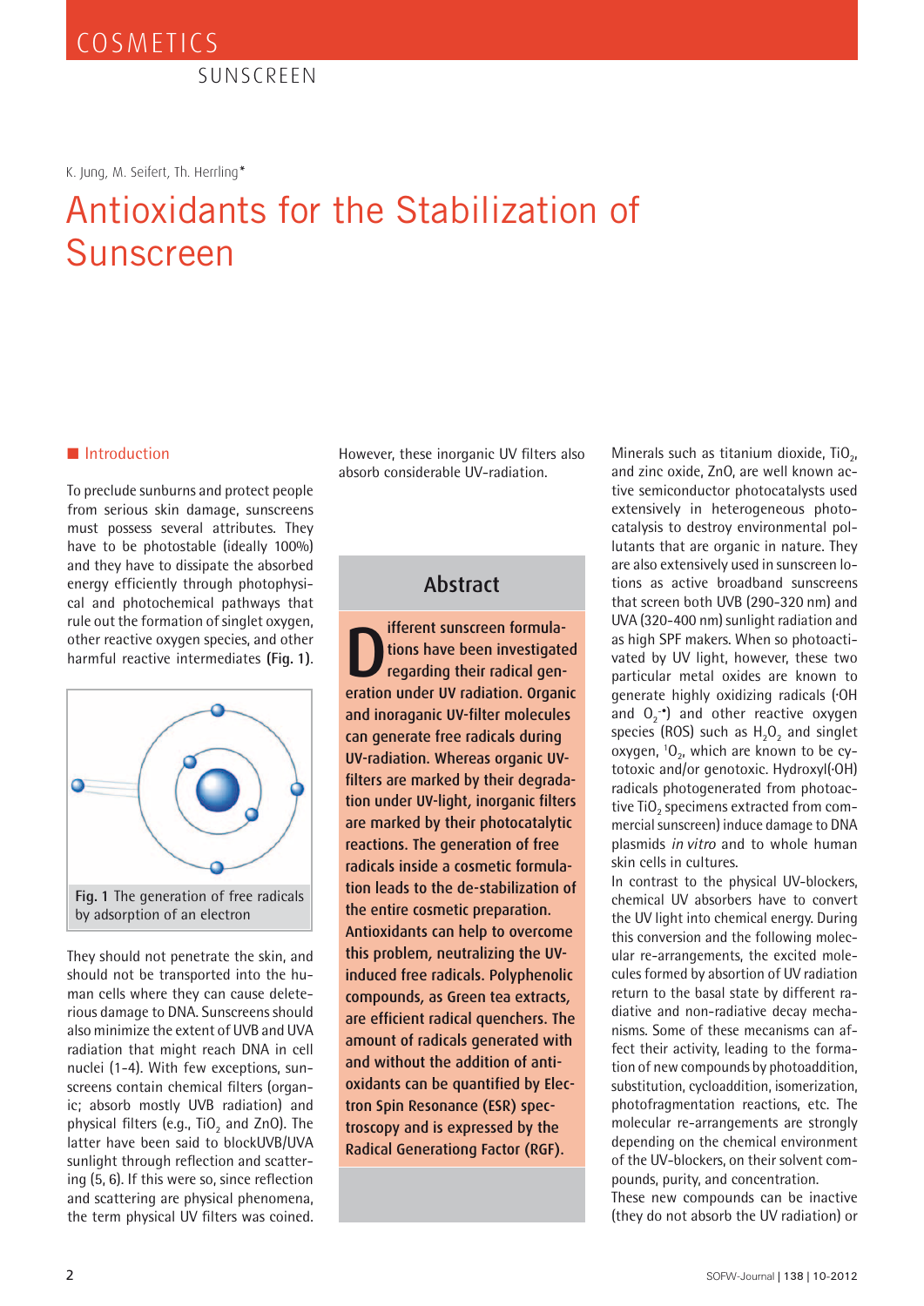# Antioxidants for the Stabilization of Sunscreen

K. Jung, M. Seifert, Th. Herrling*

## Abstract

**Different sunscreen formulations have been investigated regarding their radical generation under UV radiation. Organic and inoraganic UV-filter molecules can generate free radicals during UV-radiation. Whereas organic UV-filters are marked by their degradation under UV-light, inorganic filters are marked by their photocatalytic reactions. The generation of free radicals inside a cosmetic formulation leads to the de-stabilization of the entire cosmetic preparation. Antioxidants can help to overcome this problem, neutralizing the UV-induced free radicals. Polyphenolic compounds, as Green tea extracts, are efficient radical quenchers. The amount of radicals generated with and without the addition of antioxidants can be quantified by Electron Spin Resonance (ESR) spectroscopy and is expressed by the Radical Generating Factor (RGF).**

## Introduction

To preclude sunburns and protect people from serious skin damage, sunscreens must possess several attributes. They have to be photostable (ideally 100%) and they have to dissipate the absorbed energy efficiently through photophysical and photochemical pathways that rule out the formation of singlet oxygen, other reactive oxygen species, and other harmful reactive intermediates **(Fig. 1)**.

Fig. 1 The generation of free radicals by adsorption of an electron

They should not penetrate the skin, and should not be transported into the human cells where they can cause deleterious damage to DNA. Sunscreens should also minimize the extent of UVB and UVA radiation that might reach DNA in cell nuclei (1-4). With few exceptions, sunscreens contain chemical filters (organic; absorb mostly UVB radiation) and physical filters (e.g., $TiO_2$ and ZnO). The latter have been said to blockUVB/UVA sunlight through reflection and scattering (5, 6). If this were so, since reflection and scattering are physical phenomena, the term physical UV filters was coined. However, these inorganic UV filters also absorb considerable UV-radiation.

Minerals such as titanium dioxide, $TiO_2$, and zinc oxide, ZnO, are well known active semiconductor photocatalysts used extensively in heterogeneous photocatalysis to destroy environmental pollutants that are organic in nature. They are also extensively used in sunscreen lotions as active broadband sunscreens that screen both UVB (290-320 nm) and UVA (320-400 nm) sunlight radiation and as high SPF makers. When so photoactivated by UV light, however, these two particular metal oxides are known to generate highly oxidizing radicals (·OH and $O_2^{-\bullet}$) and other reactive oxygen species (ROS) such as $H_2O_2$ and singlet oxygen, $^1O_2$, which are known to be cytotoxic and/or genotoxic. Hydroxyl(·OH) radicals photogenerated from photoactive $TiO_2$ specimens extracted from commercial sunscreen) induce damage to DNA plasmids *in vitro* and to whole human skin cells in cultures.

In contrast to the physical UV-blockers, chemical UV absorbers have to convert the UV light into chemical energy. During this conversion and the following molecular re-arrangements, the excited molecules formed by absortion of UV radiation return to the basal state by different radiative and non-radiative decay mechanisms. Some of these mecanisms can affect their activity, leading to the formation of new compounds by photoaddition, substitution, cycloaddition, isomerization, photofragmentation reactions, etc. The molecular re-arrangements are strongly depending on the chemical environment of the UV-blockers, on their solvent compounds, purity, and concentration.

These new compounds can be inactive (they do not absorb the UV radiation) or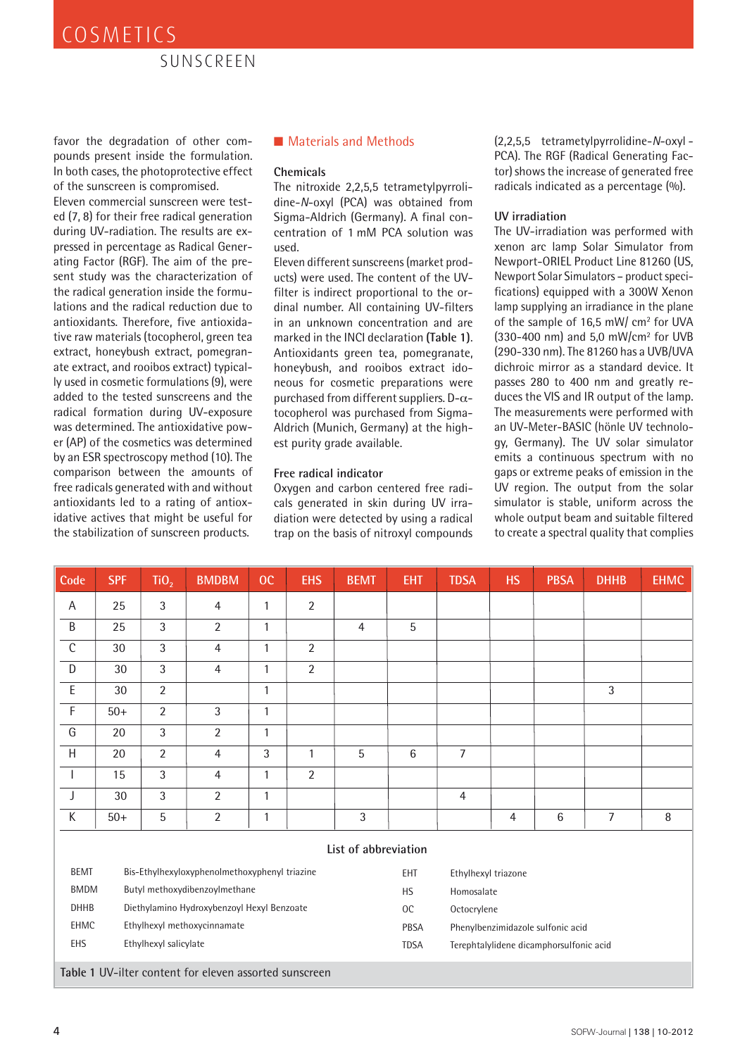favor the degradation of other compounds present inside the formulation. In both cases, the photoprotective effect of the sunscreen is compromised.

Eleven commercial sunscreen were tested (7, 8) for their free radical generation during UV-radiation. The results are expressed in percentage as Radical Generating Factor (RGF). The aim of the present study was the characterization of the radical generation inside the formulations and the radical reduction due to antioxidants. Therefore, five antioxidative raw materials (tocopherol, green tea extract, honeybush extract, pomegranate extract, and rooibos extract) typically used in cosmetic formulations (9), were added to the tested sunscreens and the radical formation during UV-exposure was determined. The antioxidative power (AP) of the cosmetics was determined by an ESR spectroscopy method (10). The comparison between the amounts of free radicals generated with and without antioxidants led to a rating of antioxidative actives that might be useful for the stabilization of sunscreen products.

## Materials and Methods

### Chemicals

The nitroxide 2,2,5,5 tetrametylpyrrolidine-*N*-oxyl (PCA) was obtained from Sigma-Aldrich (Germany). A final concentration of 1 mM PCA solution was used.

Eleven different sunscreens (market products) were used. The content of the UV-filter is indirect proportional to the ordinal number. All containing UV-filters in an unknown concentration and are marked in the INCI declaration **(Table 1)**. Antioxidants green tea, pomegranate, honeybush, and rooibos extract idoneous for cosmetic preparations were purchased from different suppliers. D-α-tocopherol was purchased from Sigma-Aldrich (Munich, Germany) at the highest purity grade available.

### Free radical indicator

Oxygen and carbon centered free radicals generated in skin during UV irradiation were detected by using a radical trap on the basis of nitroxyl compounds (2,2,5,5 tetrametylpyrrolidine-*N*-oxyl - PCA). The RGF (Radical Generating Factor) shows the increase of generated free radicals indicated as a percentage (%).

### UV irradiation

The UV-irradiation was performed with xenon arc lamp Solar Simulator from Newport-ORIEL Product Line 81260 (US, Newport Solar Simulators – product specifications) equipped with a 300W Xenon lamp supplying an irradiance in the plane of the sample of 16,5 mW/ cm² for UVA (330-400 nm) and 5,0 mW/cm² for UVB (290-330 nm). The 81260 has a UVB/UVA dichroic mirror as a standard device. It passes 280 to 400 nm and greatly reduces the VIS and IR output of the lamp. The measurements were performed with an UV-Meter-BASIC (hönle UV technology, Germany). The UV solar simulator emits a continuous spectrum with no gaps or extreme peaks of emission in the UV region. The output from the solar simulator is stable, uniform across the whole output beam and suitable filtered to create a spectral quality that complies

| Code | SPF | $TiO_2$ | BMDBM | OC | EHS | BEMT | EHT | TDSA | HS | PBSA | DHHB | EHMC |
|---|---|---|---|---|---|---|---|---|---|---|---|---|
| A | 25 | 3 | 4 | 1 | 2 | | | | | | | |
| B | 25 | 3 | 2 | 1 | | 4 | 5 | | | | | |
| C | 30 | 3 | 4 | 1 | 2 | | | | | | | |
| D | 30 | 3 | 4 | 1 | 2 | | | | | | | |
| E | 30 | 2 | | 1 | | | | | | | 3 | |
| F | 50+ | 2 | 3 | 1 | | | | | | | | |
| G | 20 | 3 | 2 | 1 | | | | | | | | |
| H | 20 | 2 | 4 | 3 | 1 | 5 | 6 | 7 | | | | |
| I | 15 | 3 | 4 | 1 | 2 | | | | | | | |
| J | 30 | 3 | 2 | 1 | | | | 4 | | | | |
| K | 50+ | 5 | 2 | 1 | | 3 | | | 4 | 6 | 7 | 8 |

**List of abbreviation**

| | | | |
|---|---|---|---|
| BEMT | Bis-Ethylhexyloxyphenolmethoxyphenyl triazine | EHT | Ethylhexyl triazone |
| BMDM | Butyl methoxydibenzoylmethane | HS | Homosalate |
| DHHB | Diethylamino Hydroxybenzoyl Hexyl Benzoate | OC | Octocrylene |
| EHMC | Ethylhexyl methoxycinnamate | PBSA | Phenylbenzimidazole sulfonic acid |
| EHS | Ethylhexyl salicylate | TDSA | Terephtalylidene dicamphorsulfonic acid |

**Table 1** UV-ilter content for eleven assorted sunscreen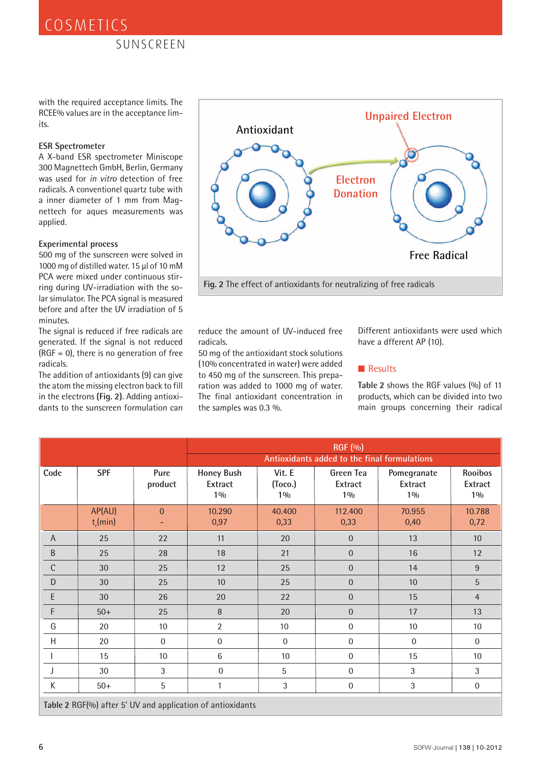with the required acceptance limits. The RCEE% values are in the acceptance limits.

### ESR Spectrometer

A X-band ESR spectrometer Miniscope 300 Magnettech GmbH, Berlin, Germany was used for *in vitro* detection of free radicals. A conventionel quartz tube with a inner diameter of 1 mm from Magnettech for aques measurements was applied.

### Experimental process

500 mg of the sunscreen were solved in 1000 mg of distilled water. 15 µl of 10 mM PCA were mixed under continuous stirring during UV-irradiation with the solar simulator. The PCA signal is measured before and after the UV irradiation of 5 minutes.

The signal is reduced if free radicals are generated. If the signal is not reduced (RGF = 0), there is no generation of free radicals.

The addition of antioxidants (9) can give the atom the missing electron back to fill in the electrons **(Fig. 2)**. Adding antioxidants to the sunscreen formulation can reduce the amount of UV-induced free radicals.

50 mg of the antioxidant stock solutions (10% concentrated in water) were added to 450 mg of the sunscreen. This preparation was added to 1000 mg of water. The final antioxidant concentration in the samples was 0.3 %.

Different antioxidants were used which have a dfferent AP (10).

**Fig. 2** The effect of antioxidants for neutralizing of free radicals

## Results

**Table 2** shows the RGF values (%) of 11 products, which can be divided into two main groups concerning their radical

| | | | RGF (%) Antioxidants added to the final formulations | | | | |
|---|---|---|---|---|---|---|---|
| Code | SPF | Pure product | Honey Bush Extract 1% | Vit. E (Toco.) 1% | Green Tea Extract 1% | Pomegranate Extract 1% | Rooibos Extract 1% |
| | AP(AU) $t_r$(min) | 0 – | 10.290 0,97 | 40.400 0,33 | 112.400 0,33 | 70.955 0,40 | 10.788 0,72 |
| A | 25 | 22 | 11 | 20 | 0 | 13 | 10 |
| B | 25 | 28 | 18 | 21 | 0 | 16 | 12 |
| C | 30 | 25 | 12 | 25 | 0 | 14 | 9 |
| D | 30 | 25 | 10 | 25 | 0 | 10 | 5 |
| E | 30 | 26 | 20 | 22 | 0 | 15 | 4 |
| F | 50+ | 25 | 8 | 20 | 0 | 17 | 13 |
| G | 20 | 10 | 2 | 10 | 0 | 10 | 10 |
| H | 20 | 0 | 0 | 0 | 0 | 0 | 0 |
| I | 15 | 10 | 6 | 10 | 0 | 15 | 10 |
| J | 30 | 3 | 0 | 5 | 0 | 3 | 3 |
| K | 50+ | 5 | 1 | 3 | 0 | 3 | 0 |

**Table 2** RGF(%) after 5' UV and application of antioxidants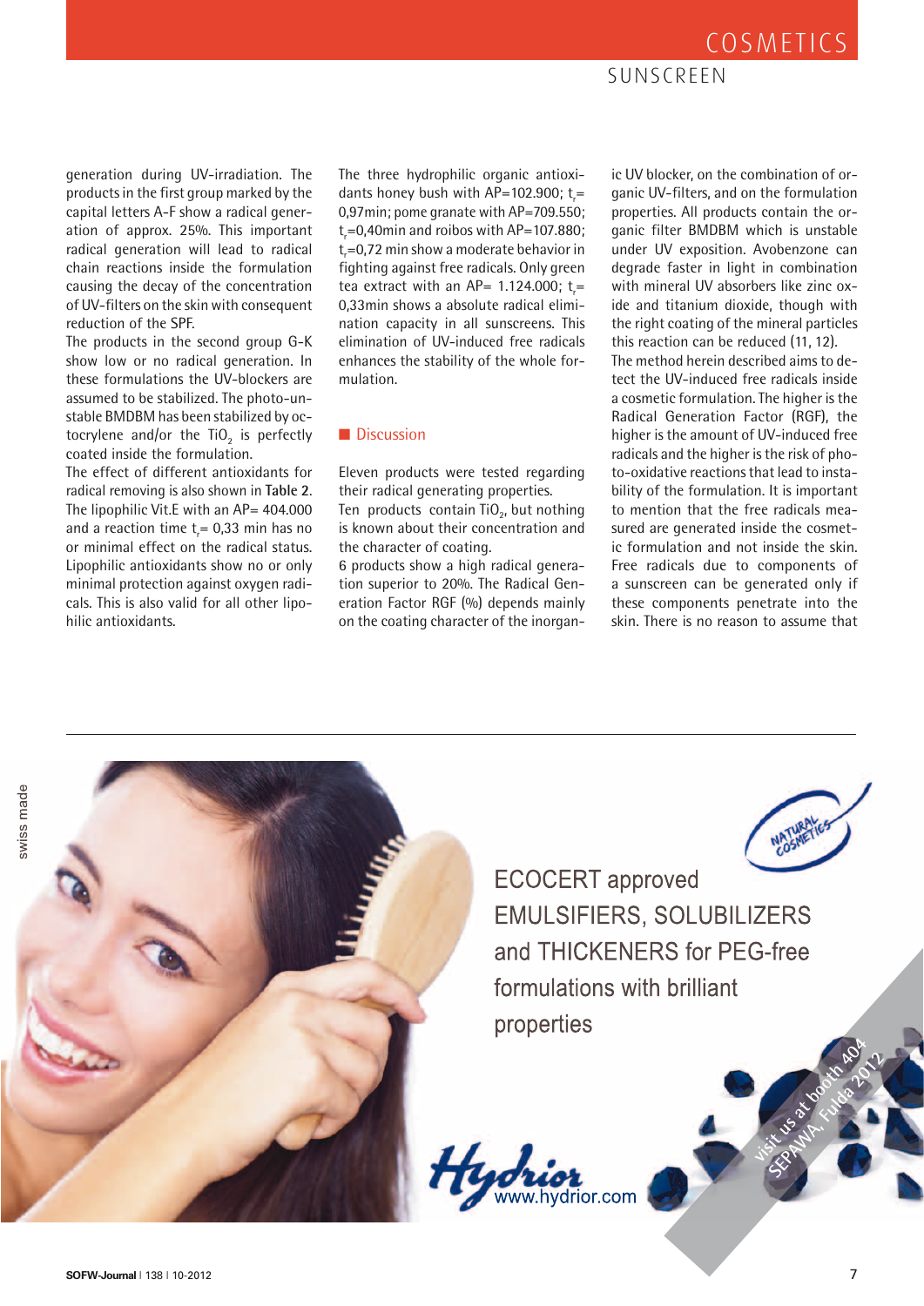generation during UV-irradiation. The products in the first group marked by the capital letters A-F show a radical generation of approx. 25%. This important radical generation will lead to radical chain reactions inside the formulation causing the decay of the concentration of UV-filters on the skin with consequent reduction of the SPF.

The products in the second group G-K show low or no radical generation. In these formulations the UV-blockers are assumed to be stabilized. The photo-unstable BMDBM has been stabilized by octocrylene and/or the $TiO_2$ is perfectly coated inside the formulation.

The effect of different antioxidants for radical removing is also shown in **Table 2**. The lipophilic Vit.E with an AP= 404.000 and a reaction time $t_r$= 0,33 min has no or minimal effect on the radical status. Lipophilic antioxidants show no or only minimal protection against oxygen radicals. This is also valid for all other lipohilic antioxidants.

The three hydrophilic organic antioxidants honey bush with AP=102.900; $t_r$= 0,97min; pome granate with AP=709.550; $t_r$=0,40min and roibos with AP=107.880; $t_r$=0,72 min show a moderate behavior in fighting against free radicals. Only green tea extract with an AP= 1.124.000; $t_r$= 0,33min shows a absolute radical elimination capacity in all sunscreens. This elimination of UV-induced free radicals enhances the stability of the whole formulation.

## Discussion

Eleven products were tested regarding their radical generating properties.

Ten products contain $TiO_2$, but nothing is known about their concentration and the character of coating.

6 products show a high radical generation superior to 20%. The Radical Generation Factor RGF (%) depends mainly on the coating character of the inorganic UV blocker, on the combination of organic UV-filters, and on the formulation properties. All products contain the organic filter BMDBM which is unstable under UV exposition. Avobenzone can degrade faster in light in combination with mineral UV absorbers like zinc oxide and titanium dioxide, though with the right coating of the mineral particles this reaction can be reduced (11, 12).

The method herein described aims to detect the UV-induced free radicals inside a cosmetic formulation. The higher is the Radical Generation Factor (RGF), the higher is the amount of UV-induced free radicals and the higher is the risk of photo-oxidative reactions that lead to instability of the formulation. It is important to mention that the free radicals measured are generated inside the cosmetic formulation and not inside the skin. Free radicals due to components of a sunscreen can be generated only if these components penetrate into the skin. There is no reason to assume that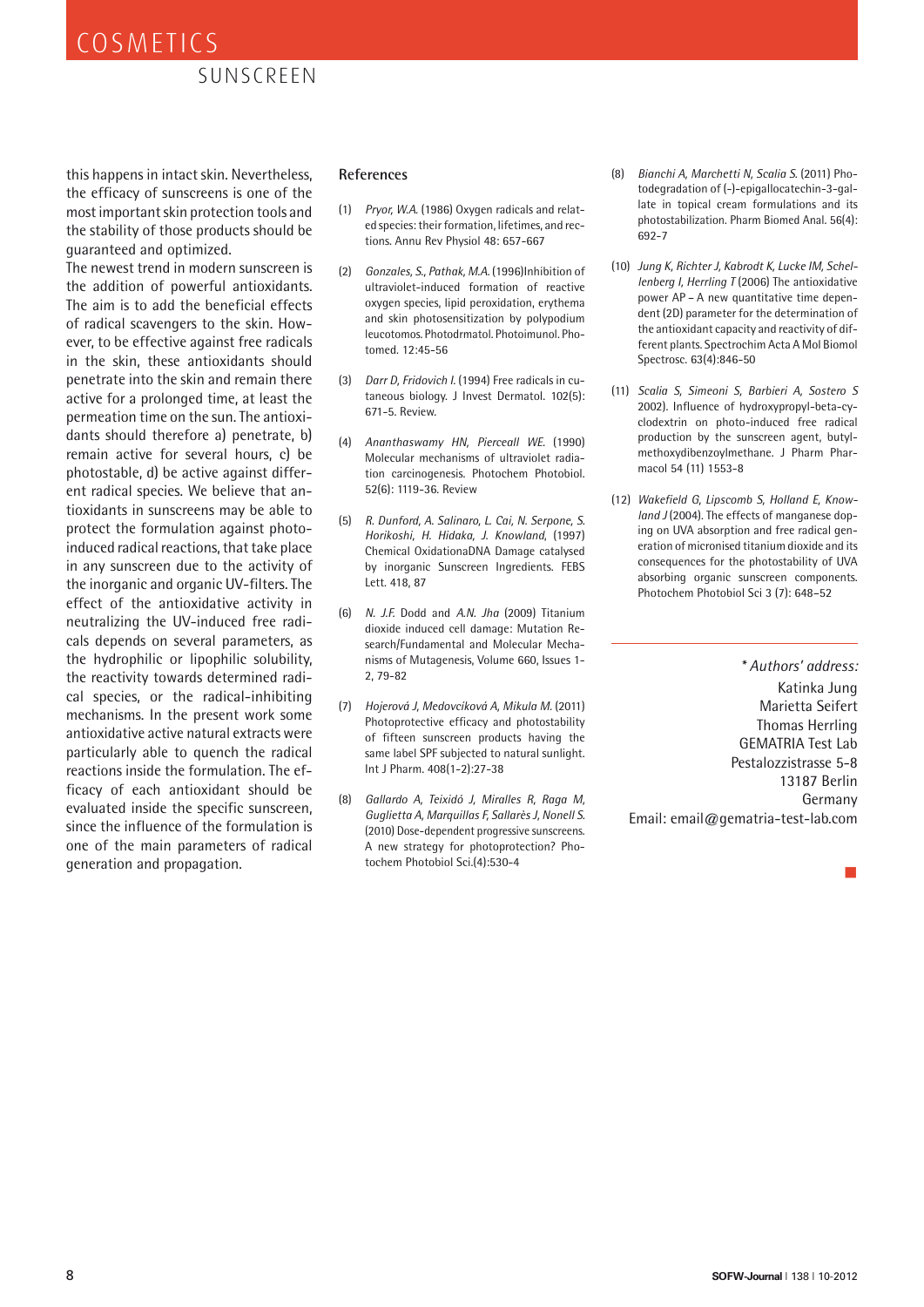this happens in intact skin. Nevertheless, the efficacy of sunscreens is one of the most important skin protection tools and the stability of those products should be guaranteed and optimized.

The newest trend in modern sunscreen is the addition of powerful antioxidants. The aim is to add the beneficial effects of radical scavengers to the skin. However, to be effective against free radicals in the skin, these antioxidants should penetrate into the skin and remain there active for a prolonged time, at least the permeation time on the sun. The antioxidants should therefore a) penetrate, b) remain active for several hours, c) be photostable, d) be active against different radical species. We believe that antioxidants in sunscreens may be able to protect the formulation against photo-induced radical reactions, that take place in any sunscreen due to the activity of the inorganic and organic UV-filters. The effect of the antioxidative activity in neutralizing the UV-induced free radicals depends on several parameters, as the hydrophilic or lipophilic solubility, the reactivity towards determined radical species, or the radical-inhibiting mechanisms. In the present work some antioxidative active natural extracts were particularly able to quench the radical reactions inside the formulation. The efficacy of each antioxidant should be evaluated inside the specific sunscreen, since the influence of the formulation is one of the main parameters of radical generation and propagation.

## References

(1) *Pryor, W.A.* (1986) Oxygen radicals and related species: their formation, lifetimes, and reactions. Annu Rev Physiol 48: 657-667

(2) *Gonzales, S., Pathak, M.A.* (1996)Inhibition of ultraviolet-induced formation of reactive oxygen species, lipid peroxidation, erythema and skin photosensitization by polypodium leucotomos. Photodrmatol. Photoimunol. Photomed. 12:45-56

(3) *Darr D, Fridovich I.* (1994) Free radicals in cutaneous biology. J Invest Dermatol. 102(5): 671-5. Review.

(4) *Ananthaswamy HN, Pierceall WE.* (1990) Molecular mechanisms of ultraviolet radiation carcinogenesis. Photochem Photobiol. 52(6): 1119-36. Review

(5) *R. Dunford, A. Salinaro, L. Cai, N. Serpone, S. Horikoshi, H. Hidaka, J. Knowland*, (1997) Chemical OxidationaDNA Damage catalysed by inorganic Sunscreen Ingredients. FEBS Lett. 418, 87

(6) *N. J.F.* Dodd and *A.N. Jha* (2009) Titanium dioxide induced cell damage: Mutation Research/Fundamental and Molecular Mechanisms of Mutagenesis, Volume 660, Issues 1-2, 79-82

(7) *Hojerová J, Medovcíková A, Mikula M.* (2011) Photoprotective efficacy and photostability of fifteen sunscreen products having the same label SPF subjected to natural sunlight. Int J Pharm. 408(1-2):27-38

(8) *Gallardo A, Teixidó J, Miralles R, Raga M, Guglietta A, Marquillas F, Sallarès J, Nonell S.* (2010) Dose-dependent progressive sunscreens. A new strategy for photoprotection? Photochem Photobiol Sci.(4):530-4

(8) *Bianchi A, Marchetti N, Scalia S.* (2011) Photodegradation of (-)-epigallocatechin-3-gallate in topical cream formulations and its photostabilization. Pharm Biomed Anal. 56(4): 692-7

(10) *Jung K, Richter J, Kabrodt K, Lucke IM, Schellenberg I, Herrling T* (2006) The antioxidative power AP – A new quantitative time dependent (2D) parameter for the determination of the antioxidant capacity and reactivity of different plants. Spectrochim Acta A Mol Biomol Spectrosc. 63(4):846-50

(11) *Scalia S, Simeoni S, Barbieri A, Sostero S* 2002). Influence of hydroxypropyl-beta-cyclodextrin on photo-induced free radical production by the sunscreen agent, butylmethoxydibenzoylmethane. J Pharm Pharmacol 54 (11) 1553-8

(12) *Wakefield G, Lipscomb S, Holland E, Knowland J* (2004). The effects of manganese doping on UVA absorption and free radical generation of micronised titanium dioxide and its consequences for the photostability of UVA absorbing organic sunscreen components. Photochem Photobiol Sci 3 (7): 648–52

---

*\* Authors' address:*

Katinka Jung
Marietta Seifert
Thomas Herrling
GEMATRIA Test Lab
Pestalozzistrasse 5-8
13187 Berlin
Germany
Email: email@gematria-test-lab.com